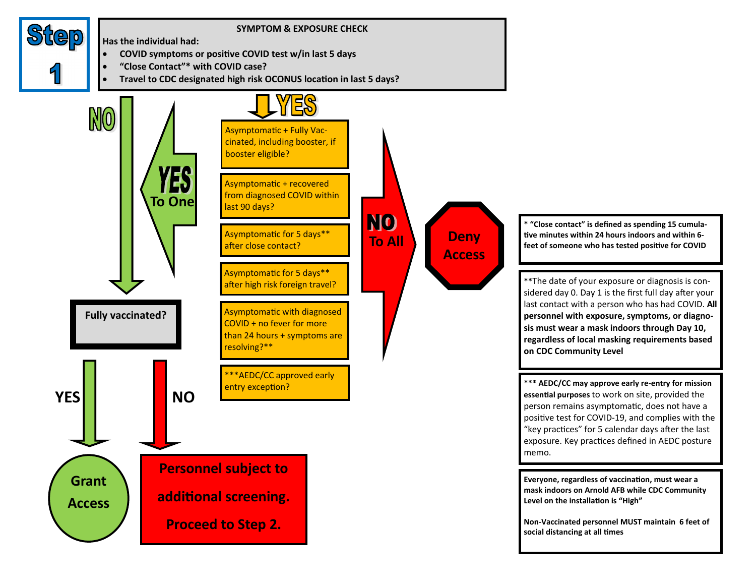# Step 1

## SYMPTOM & EXPOSURE CHECK

Has the individual had:

- COVID symptoms or positive COVID test w/in last 5 days
- "Close Contact"* with COVID case?
- Travel to CDC designated high risk OCONUS location in last 5 days?

**NO** → **Fully vaccinated?**

- **YES** → **Grant Access**
- **NO** → **Personnel subject to additional screening. Proceed to Step 2.**

**YES** →

- Asymptomatic + Fully Vaccinated, including booster, if booster eligible?
- Asymptomatic + recovered from diagnosed COVID within last 90 days?
- Asymptomatic for 5 days** after close contact?
- Asymptomatic for 5 days** after high risk foreign travel?
- Asymptomatic with diagnosed COVID + no fever for more than 24 hours + symptoms are resolving?**
- ***AEDC/CC approved early entry exception?

**YES To One** → **Fully vaccinated?**

**NO To All** → **Deny Access**

---

* "Close contact" is defined as spending 15 cumulative minutes within 24 hours indoors and within 6-feet of someone who has tested positive for COVID

**The date of your exposure or diagnosis is considered day 0. Day 1 is the first full day after your last contact with a person who has had COVID. **All personnel with exposure, symptoms, or diagnosis must wear a mask indoors through Day 10, regardless of local masking requirements based on CDC Community Level**

*** **AEDC/CC may approve early re-entry for mission essential purposes** to work on site, provided the person remains asymptomatic, does not have a positive test for COVID-19, and complies with the "key practices" for 5 calendar days after the last exposure. Key practices defined in AEDC posture memo.

**Everyone, regardless of vaccination, must wear a mask indoors on Arnold AFB while CDC Community Level on the installation is "High"**

**Non-Vaccinated personnel MUST maintain 6 feet of social distancing at all times**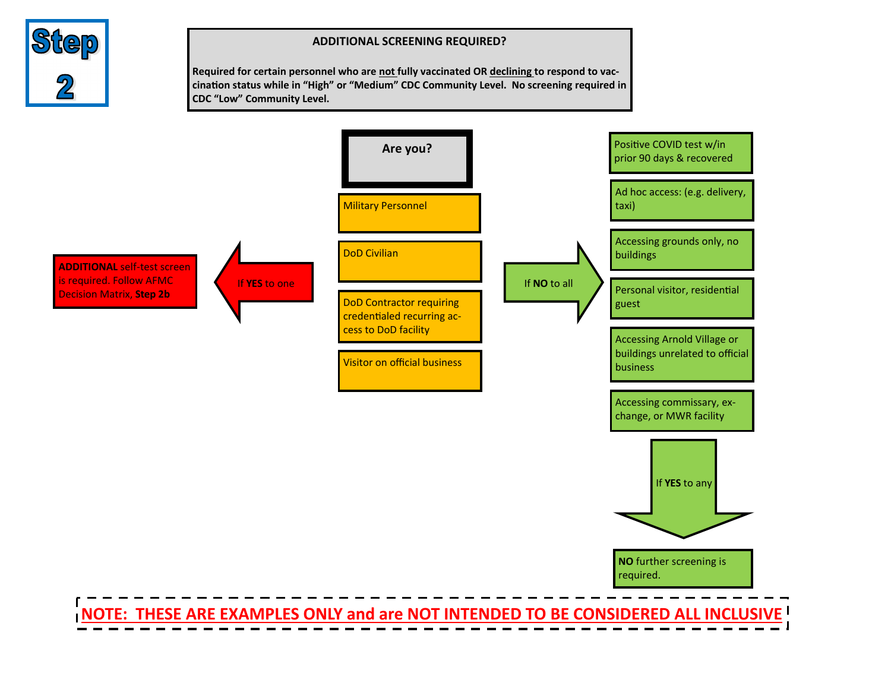# Step 2

## ADDITIONAL SCREENING REQUIRED?

**Required for certain personnel who are not fully vaccinated OR declining to respond to vaccination status while in "High" or "Medium" CDC Community Level. No screening required in CDC "Low" Community Level.**

### Are you?

- Military Personnel
- DoD Civilian
- DoD Contractor requiring credentialed recurring access to DoD facility
- Visitor on official business

**If YES to one** → **ADDITIONAL** self-test screen is required. Follow AFMC Decision Matrix, **Step 2b**

**If NO to all** →

- Positive COVID test w/in prior 90 days & recovered
- Ad hoc access: (e.g. delivery, taxi)
- Accessing grounds only, no buildings
- Personal visitor, residential guest
- Accessing Arnold Village or buildings unrelated to official business
- Accessing commissary, exchange, or MWR facility

**If YES to any** → **NO** further screening is required.

**NOTE: THESE ARE EXAMPLES ONLY and are NOT INTENDED TO BE CONSIDERED ALL INCLUSIVE**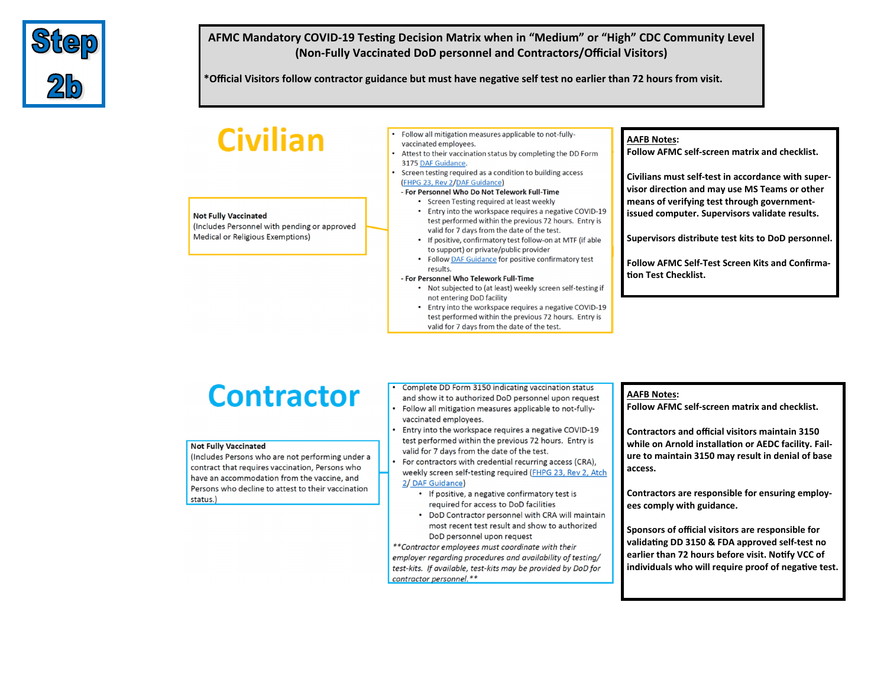# Step 2b

**AFMC Mandatory COVID-19 Testing Decision Matrix when in "Medium" or "High" CDC Community Level (Non-Fully Vaccinated DoD personnel and Contractors/Official Visitors)**

**\*Official Visitors follow contractor guidance but must have negative self test no earlier than 72 hours from visit.**

## Civilian

**Not Fully Vaccinated**
(Includes Personnel with pending or approved Medical or Religious Exemptions)

- Follow all mitigation measures applicable to not-fully-vaccinated employees.
- Attest to their vaccination status by completing the DD Form 3175 DAF Guidance.
- Screen testing required as a condition to building access (FHPG 23, Rev 2/DAF Guidance)

**- For Personnel Who Do Not Telework Full-Time**
  - Screen Testing required at least weekly
  - Entry into the workspace requires a negative COVID-19 test performed within the previous 72 hours. Entry is valid for 7 days from the date of the test.
  - If positive, confirmatory test follow-on at MTF (if able to support) or private/public provider
  - Follow DAF Guidance for positive confirmatory test results.

**- For Personnel Who Telework Full-Time**
  - Not subjected to (at least) weekly screen self-testing if not entering DoD facility
  - Entry into the workspace requires a negative COVID-19 test performed within the previous 72 hours. Entry is valid for 7 days from the date of the test.

**AAFB Notes:**
**Follow AFMC self-screen matrix and checklist.**

**Civilians must self-test in accordance with supervisor direction and may use MS Teams or other means of verifying test through government-issued computer. Supervisors validate results.**

**Supervisors distribute test kits to DoD personnel.**

**Follow AFMC Self-Test Screen Kits and Confirmation Test Checklist.**

## Contractor

**Not Fully Vaccinated**
(Includes Persons who are not performing under a contract that requires vaccination, Persons who have an accommodation from the vaccine, and Persons who decline to attest to their vaccination status.)

- Complete DD Form 3150 indicating vaccination status and show it to authorized DoD personnel upon request
- Follow all mitigation measures applicable to not-fully-vaccinated employees.
- Entry into the workspace requires a negative COVID-19 test performed within the previous 72 hours. Entry is valid for 7 days from the date of the test.
- For contractors with credential recurring access (CRA), weekly screen self-testing required (FHPG 23, Rev 2, Atch 2/ DAF Guidance)
  - If positive, a negative confirmatory test is required for access to DoD facilities
  - DoD Contractor personnel with CRA will maintain most recent test result and show to authorized DoD personnel upon request

*\*\*Contractor employees must coordinate with their employer regarding procedures and availability of testing/ test-kits. If available, test-kits may be provided by DoD for contractor personnel.\*\**

**AAFB Notes:**
**Follow AFMC self-screen matrix and checklist.**

**Contractors and official visitors maintain 3150 while on Arnold installation or AEDC facility. Failure to maintain 3150 may result in denial of base access.**

**Contractors are responsible for ensuring employees comply with guidance.**

**Sponsors of official visitors are responsible for validating DD 3150 & FDA approved self-test no earlier than 72 hours before visit. Notify VCC of individuals who will require proof of negative test.**